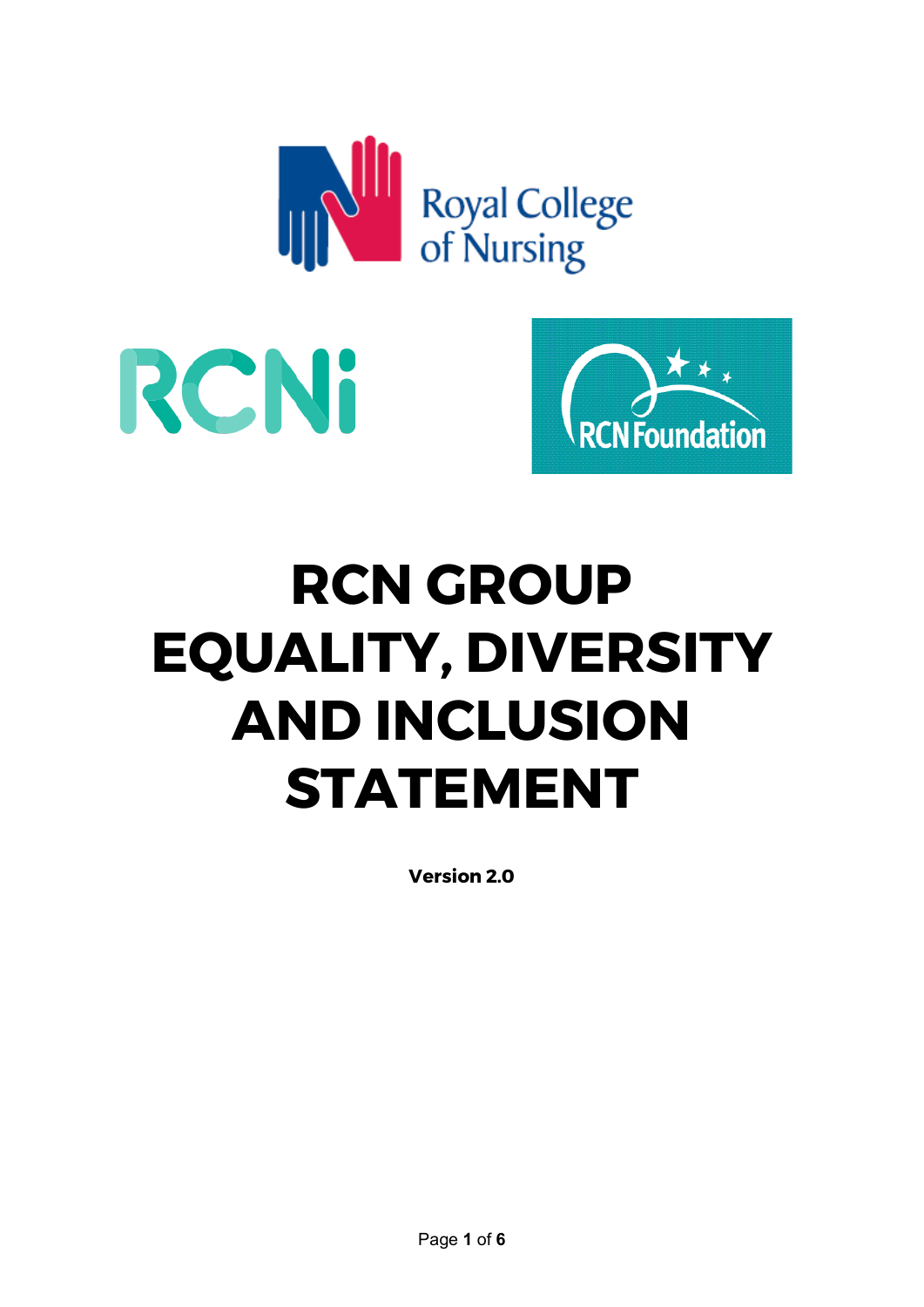# RCN GROUP EQUALITY, DIVERSITY AND INCLUSION STATEMENT

**Version 2.0**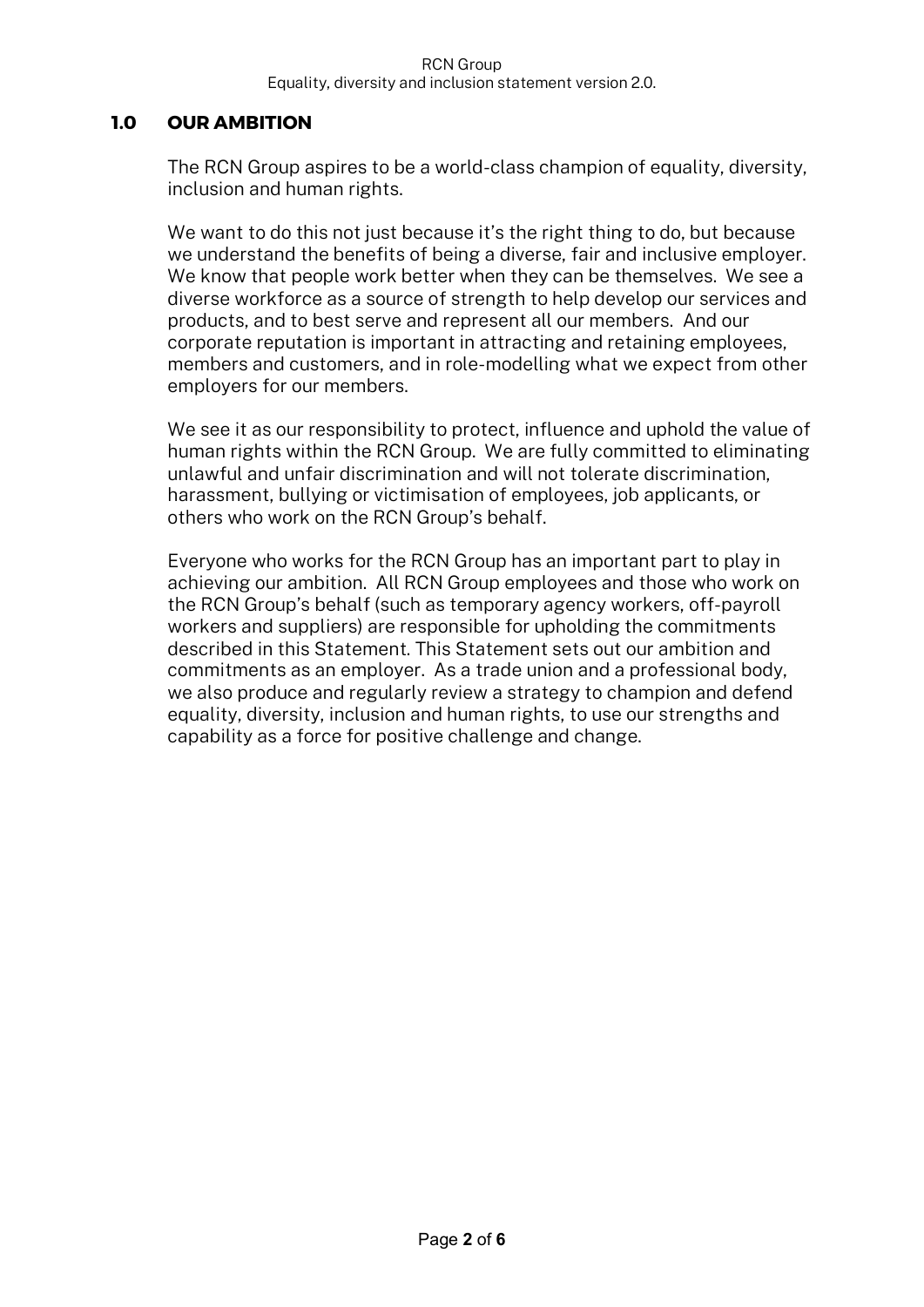## 1.0 OUR AMBITION

The RCN Group aspires to be a world-class champion of equality, diversity, inclusion and human rights.

We want to do this not just because it's the right thing to do, but because we understand the benefits of being a diverse, fair and inclusive employer. We know that people work better when they can be themselves. We see a diverse workforce as a source of strength to help develop our services and products, and to best serve and represent all our members. And our corporate reputation is important in attracting and retaining employees, members and customers, and in role-modelling what we expect from other employers for our members.

We see it as our responsibility to protect, influence and uphold the value of human rights within the RCN Group. We are fully committed to eliminating unlawful and unfair discrimination and will not tolerate discrimination, harassment, bullying or victimisation of employees, job applicants, or others who work on the RCN Group's behalf.

Everyone who works for the RCN Group has an important part to play in achieving our ambition. All RCN Group employees and those who work on the RCN Group's behalf (such as temporary agency workers, off-payroll workers and suppliers) are responsible for upholding the commitments described in this Statement. This Statement sets out our ambition and commitments as an employer. As a trade union and a professional body, we also produce and regularly review a strategy to champion and defend equality, diversity, inclusion and human rights, to use our strengths and capability as a force for positive challenge and change.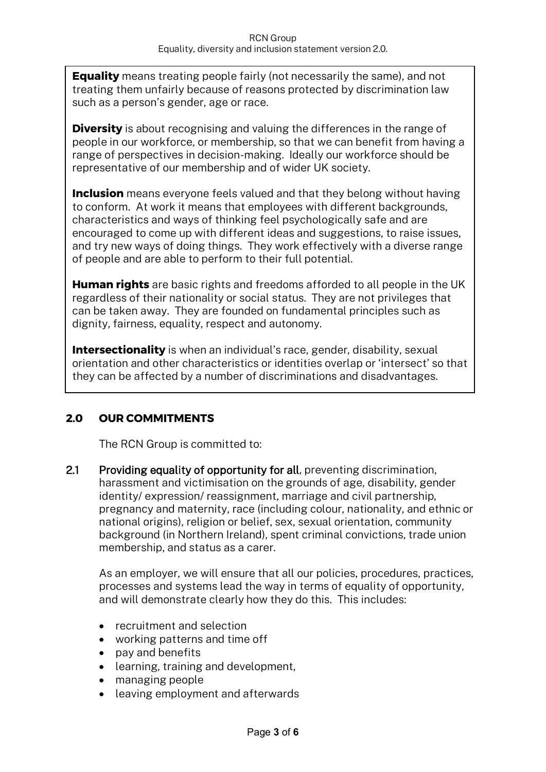**Equality** means treating people fairly (not necessarily the same), and not treating them unfairly because of reasons protected by discrimination law such as a person's gender, age or race.

**Diversity** is about recognising and valuing the differences in the range of people in our workforce, or membership, so that we can benefit from having a range of perspectives in decision-making. Ideally our workforce should be representative of our membership and of wider UK society.

**Inclusion** means everyone feels valued and that they belong without having to conform. At work it means that employees with different backgrounds, characteristics and ways of thinking feel psychologically safe and are encouraged to come up with different ideas and suggestions, to raise issues, and try new ways of doing things. They work effectively with a diverse range of people and are able to perform to their full potential.

**Human rights** are basic rights and freedoms afforded to all people in the UK regardless of their nationality or social status. They are not privileges that can be taken away. They are founded on fundamental principles such as dignity, fairness, equality, respect and autonomy.

**Intersectionality** is when an individual's race, gender, disability, sexual orientation and other characteristics or identities overlap or 'intersect' so that they can be affected by a number of discriminations and disadvantages.

## 2.0 OUR COMMITMENTS

The RCN Group is committed to:

2.1 Providing equality of opportunity for all, preventing discrimination, harassment and victimisation on the grounds of age, disability, gender identity/ expression/ reassignment, marriage and civil partnership, pregnancy and maternity, race (including colour, nationality, and ethnic or national origins), religion or belief, sex, sexual orientation, community background (in Northern Ireland), spent criminal convictions, trade union membership, and status as a carer.

As an employer, we will ensure that all our policies, procedures, practices, processes and systems lead the way in terms of equality of opportunity, and will demonstrate clearly how they do this. This includes:

- recruitment and selection
- working patterns and time off
- pay and benefits
- learning, training and development,
- managing people
- leaving employment and afterwards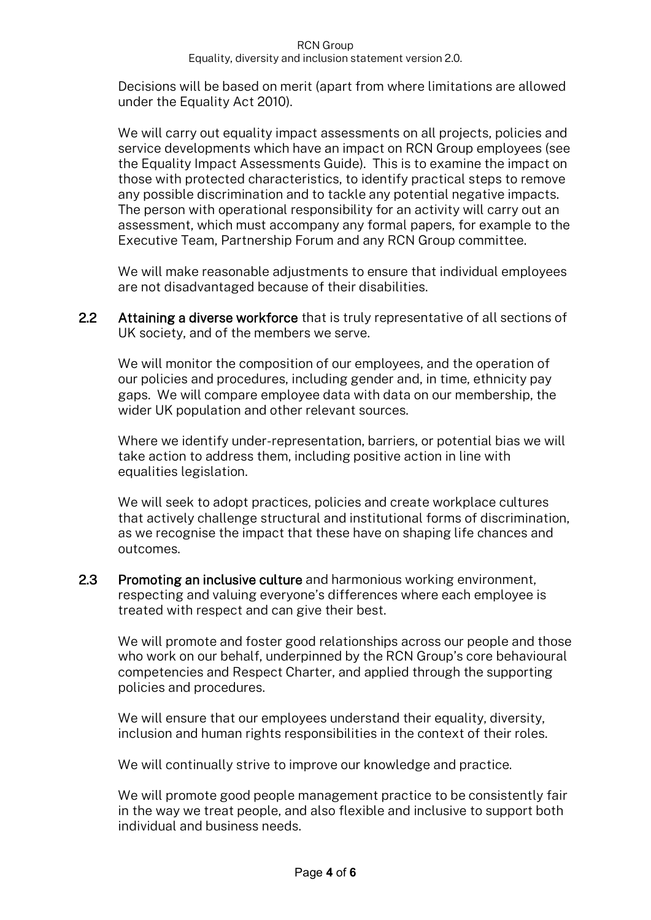Decisions will be based on merit (apart from where limitations are allowed under the Equality Act 2010).

We will carry out equality impact assessments on all projects, policies and service developments which have an impact on RCN Group employees (see the Equality Impact Assessments Guide). This is to examine the impact on those with protected characteristics, to identify practical steps to remove any possible discrimination and to tackle any potential negative impacts. The person with operational responsibility for an activity will carry out an assessment, which must accompany any formal papers, for example to the Executive Team, Partnership Forum and any RCN Group committee.

We will make reasonable adjustments to ensure that individual employees are not disadvantaged because of their disabilities.

**2.2 Attaining a diverse workforce** that is truly representative of all sections of UK society, and of the members we serve.

We will monitor the composition of our employees, and the operation of our policies and procedures, including gender and, in time, ethnicity pay gaps. We will compare employee data with data on our membership, the wider UK population and other relevant sources.

Where we identify under-representation, barriers, or potential bias we will take action to address them, including positive action in line with equalities legislation.

We will seek to adopt practices, policies and create workplace cultures that actively challenge structural and institutional forms of discrimination, as we recognise the impact that these have on shaping life chances and outcomes.

**2.3 Promoting an inclusive culture** and harmonious working environment, respecting and valuing everyone's differences where each employee is treated with respect and can give their best.

We will promote and foster good relationships across our people and those who work on our behalf, underpinned by the RCN Group's core behavioural competencies and Respect Charter, and applied through the supporting policies and procedures.

We will ensure that our employees understand their equality, diversity, inclusion and human rights responsibilities in the context of their roles.

We will continually strive to improve our knowledge and practice.

We will promote good people management practice to be consistently fair in the way we treat people, and also flexible and inclusive to support both individual and business needs.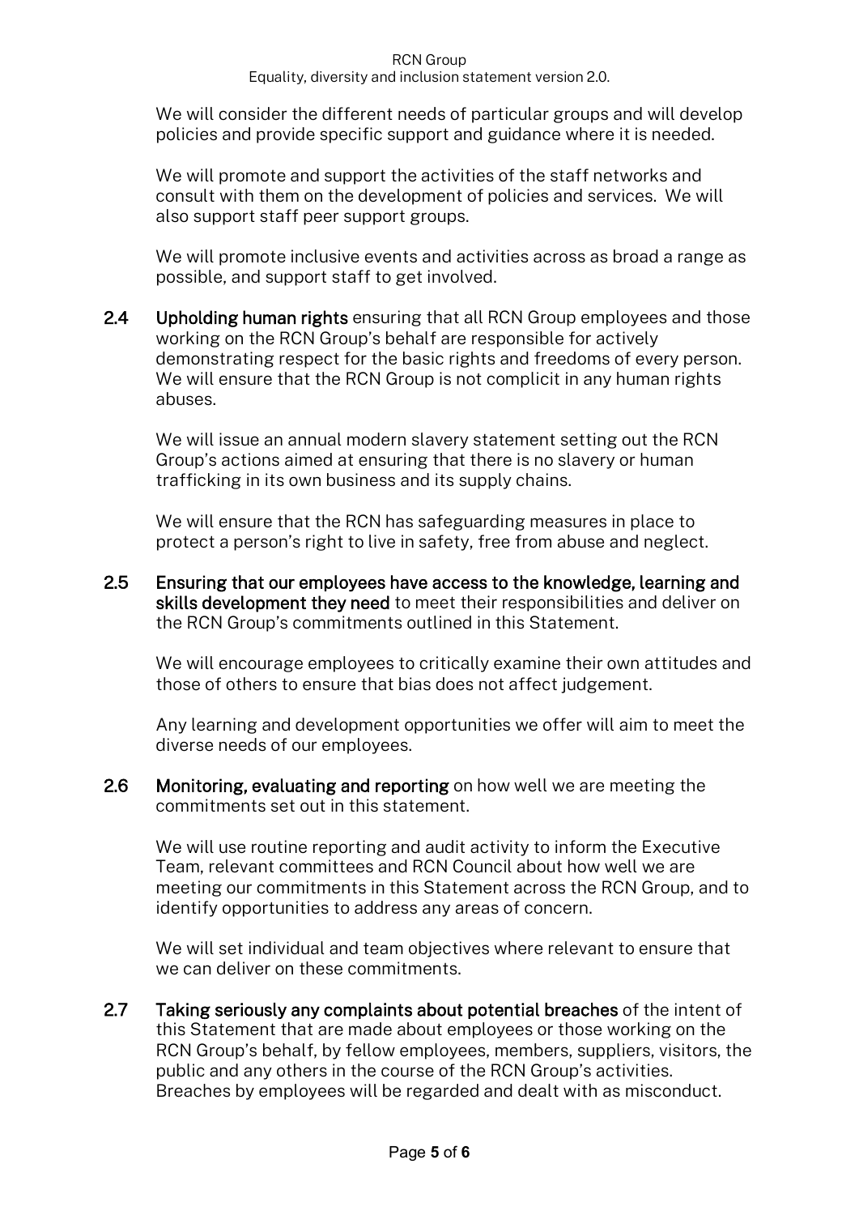We will consider the different needs of particular groups and will develop policies and provide specific support and guidance where it is needed.

We will promote and support the activities of the staff networks and consult with them on the development of policies and services. We will also support staff peer support groups.

We will promote inclusive events and activities across as broad a range as possible, and support staff to get involved.

**2.4 Upholding human rights** ensuring that all RCN Group employees and those working on the RCN Group's behalf are responsible for actively demonstrating respect for the basic rights and freedoms of every person. We will ensure that the RCN Group is not complicit in any human rights abuses.

We will issue an annual modern slavery statement setting out the RCN Group's actions aimed at ensuring that there is no slavery or human trafficking in its own business and its supply chains.

We will ensure that the RCN has safeguarding measures in place to protect a person's right to live in safety, free from abuse and neglect.

**2.5 Ensuring that our employees have access to the knowledge, learning and skills development they need** to meet their responsibilities and deliver on the RCN Group's commitments outlined in this Statement.

We will encourage employees to critically examine their own attitudes and those of others to ensure that bias does not affect judgement.

Any learning and development opportunities we offer will aim to meet the diverse needs of our employees.

**2.6 Monitoring, evaluating and reporting** on how well we are meeting the commitments set out in this statement.

We will use routine reporting and audit activity to inform the Executive Team, relevant committees and RCN Council about how well we are meeting our commitments in this Statement across the RCN Group, and to identify opportunities to address any areas of concern.

We will set individual and team objectives where relevant to ensure that we can deliver on these commitments.

**2.7 Taking seriously any complaints about potential breaches** of the intent of this Statement that are made about employees or those working on the RCN Group's behalf, by fellow employees, members, suppliers, visitors, the public and any others in the course of the RCN Group's activities. Breaches by employees will be regarded and dealt with as misconduct.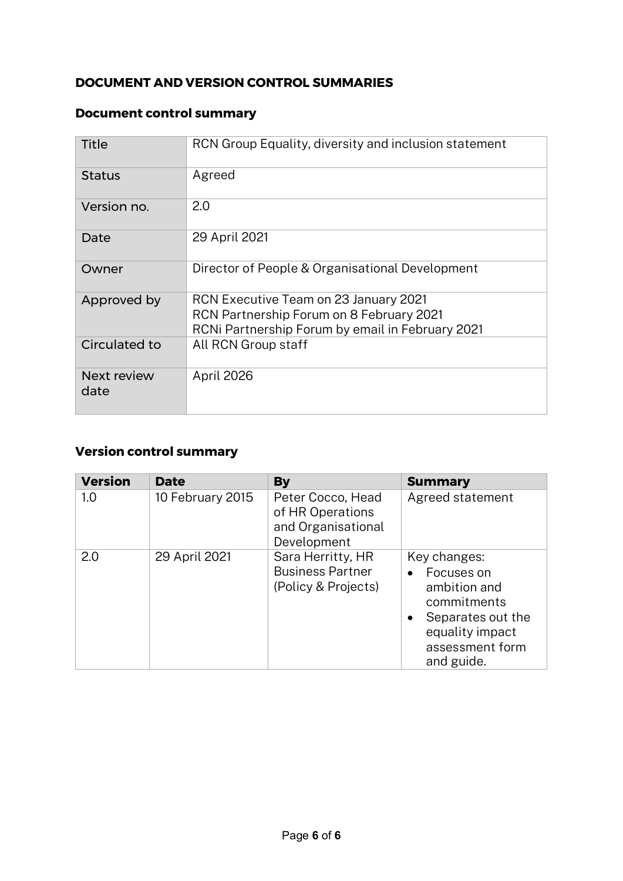## DOCUMENT AND VERSION CONTROL SUMMARIES

### Document control summary

| | |
|---|---|
| Title | RCN Group Equality, diversity and inclusion statement |
| Status | Agreed |
| Version no. | 2.0 |
| Date | 29 April 2021 |
| Owner | Director of People & Organisational Development |
| Approved by | RCN Executive Team on 23 January 2021<br>RCN Partnership Forum on 8 February 2021<br>RCNi Partnership Forum by email in February 2021 |
| Circulated to | All RCN Group staff |
| Next review date | April 2026 |

### Version control summary

| Version | Date | By | Summary |
|---|---|---|---|
| 1.0 | 10 February 2015 | Peter Cocco, Head of HR Operations and Organisational Development | Agreed statement |
| 2.0 | 29 April 2021 | Sara Herritty, HR Business Partner (Policy & Projects) | Key changes:<br>• Focuses on ambition and commitments<br>• Separates out the equality impact assessment form and guide. |